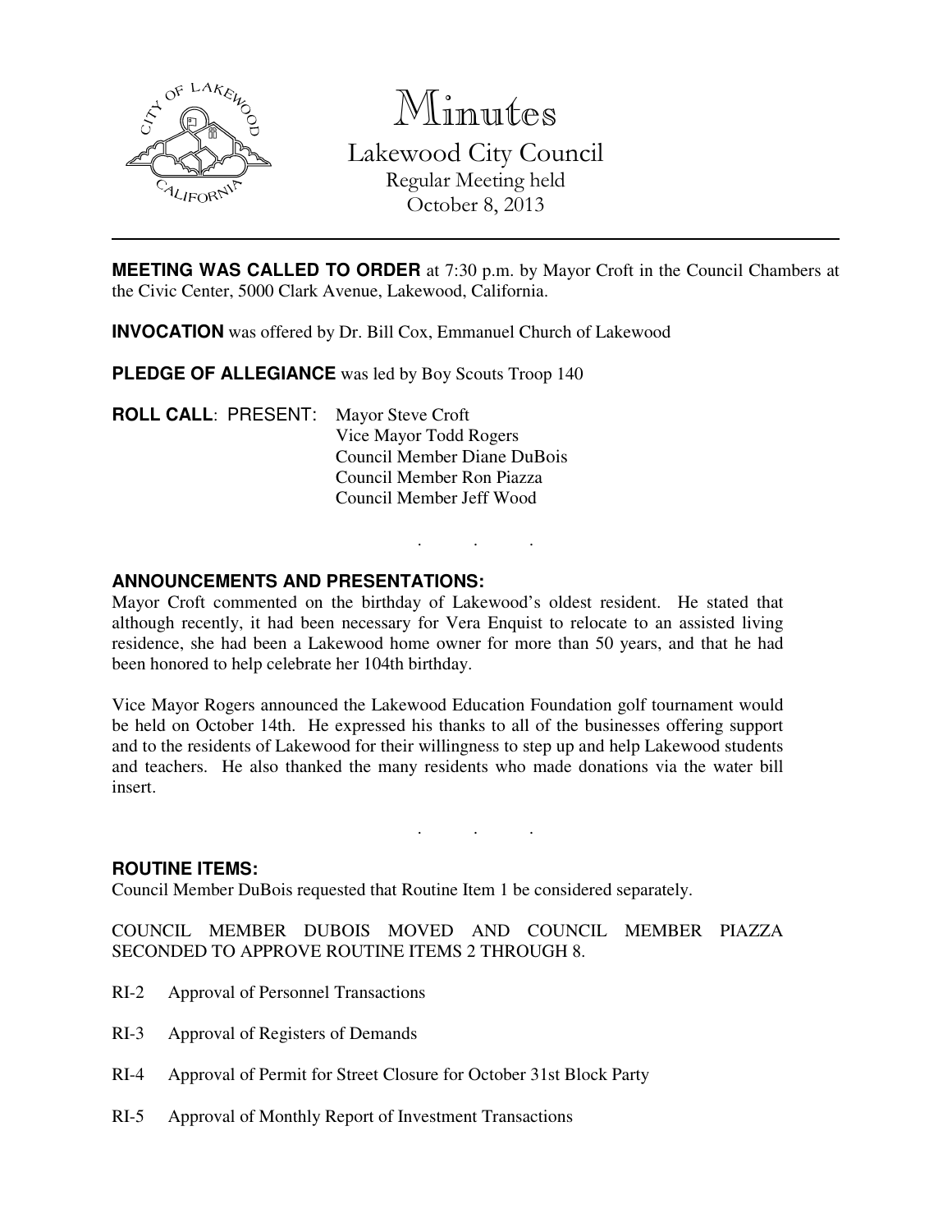# Minutes

## Lakewood City Council

Regular Meeting held
October 8, 2013

---

**MEETING WAS CALLED TO ORDER** at 7:30 p.m. by Mayor Croft in the Council Chambers at the Civic Center, 5000 Clark Avenue, Lakewood, California.

**INVOCATION** was offered by Dr. Bill Cox, Emmanuel Church of Lakewood

**PLEDGE OF ALLEGIANCE** was led by Boy Scouts Troop 140

**ROLL CALL**: PRESENT: Mayor Steve Croft
Vice Mayor Todd Rogers
Council Member Diane DuBois
Council Member Ron Piazza
Council Member Jeff Wood

. . .

**ANNOUNCEMENTS AND PRESENTATIONS:**

Mayor Croft commented on the birthday of Lakewood's oldest resident. He stated that although recently, it had been necessary for Vera Enquist to relocate to an assisted living residence, she had been a Lakewood home owner for more than 50 years, and that he had been honored to help celebrate her 104th birthday.

Vice Mayor Rogers announced the Lakewood Education Foundation golf tournament would be held on October 14th. He expressed his thanks to all of the businesses offering support and to the residents of Lakewood for their willingness to step up and help Lakewood students and teachers. He also thanked the many residents who made donations via the water bill insert.

. . .

**ROUTINE ITEMS:**

Council Member DuBois requested that Routine Item 1 be considered separately.

COUNCIL MEMBER DUBOIS MOVED AND COUNCIL MEMBER PIAZZA SECONDED TO APPROVE ROUTINE ITEMS 2 THROUGH 8.

RI-2 Approval of Personnel Transactions

RI-3 Approval of Registers of Demands

RI-4 Approval of Permit for Street Closure for October 31st Block Party

RI-5 Approval of Monthly Report of Investment Transactions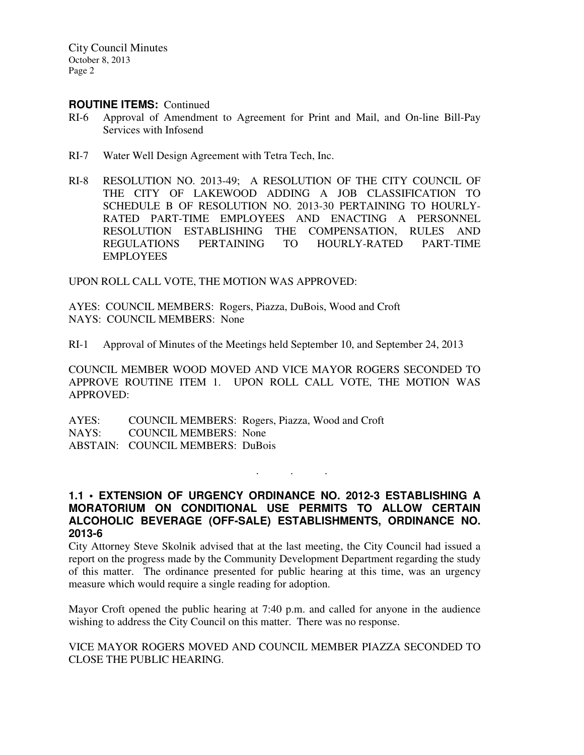**ROUTINE ITEMS:** Continued

RI-6 Approval of Amendment to Agreement for Print and Mail, and On-line Bill-Pay Services with Infosend

RI-7 Water Well Design Agreement with Tetra Tech, Inc.

RI-8 RESOLUTION NO. 2013-49; A RESOLUTION OF THE CITY COUNCIL OF THE CITY OF LAKEWOOD ADDING A JOB CLASSIFICATION TO SCHEDULE B OF RESOLUTION NO. 2013-30 PERTAINING TO HOURLY-RATED PART-TIME EMPLOYEES AND ENACTING A PERSONNEL RESOLUTION ESTABLISHING THE COMPENSATION, RULES AND REGULATIONS PERTAINING TO HOURLY-RATED PART-TIME EMPLOYEES

UPON ROLL CALL VOTE, THE MOTION WAS APPROVED:

AYES: COUNCIL MEMBERS: Rogers, Piazza, DuBois, Wood and Croft
NAYS: COUNCIL MEMBERS: None

RI-1 Approval of Minutes of the Meetings held September 10, and September 24, 2013

COUNCIL MEMBER WOOD MOVED AND VICE MAYOR ROGERS SECONDED TO APPROVE ROUTINE ITEM 1. UPON ROLL CALL VOTE, THE MOTION WAS APPROVED:

AYES: COUNCIL MEMBERS: Rogers, Piazza, Wood and Croft
NAYS: COUNCIL MEMBERS: None
ABSTAIN: COUNCIL MEMBERS: DuBois

. . .

### 1.1 • EXTENSION OF URGENCY ORDINANCE NO. 2012-3 ESTABLISHING A MORATORIUM ON CONDITIONAL USE PERMITS TO ALLOW CERTAIN ALCOHOLIC BEVERAGE (OFF-SALE) ESTABLISHMENTS, ORDINANCE NO. 2013-6

City Attorney Steve Skolnik advised that at the last meeting, the City Council had issued a report on the progress made by the Community Development Department regarding the study of this matter. The ordinance presented for public hearing at this time, was an urgency measure which would require a single reading for adoption.

Mayor Croft opened the public hearing at 7:40 p.m. and called for anyone in the audience wishing to address the City Council on this matter. There was no response.

VICE MAYOR ROGERS MOVED AND COUNCIL MEMBER PIAZZA SECONDED TO CLOSE THE PUBLIC HEARING.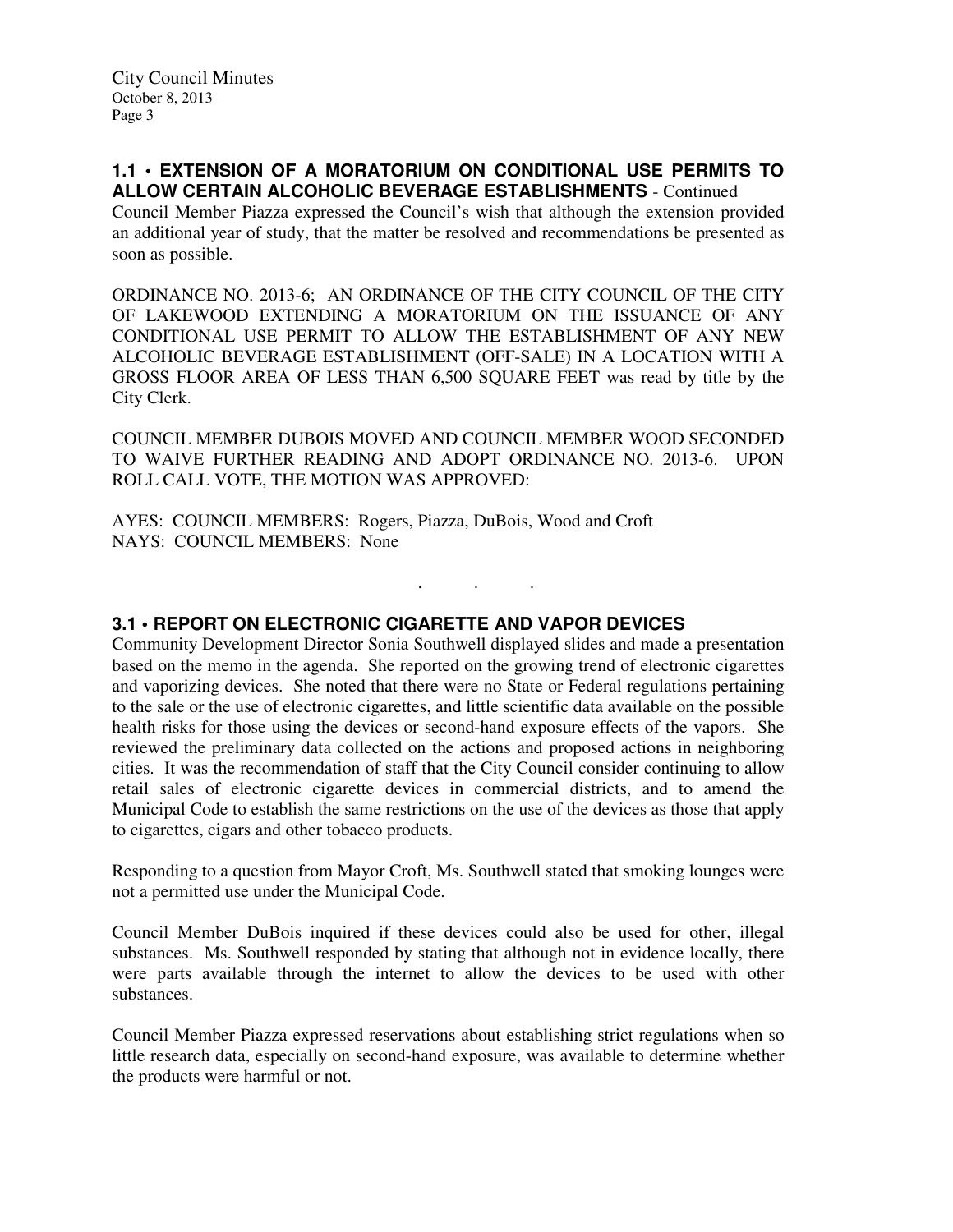**1.1 • EXTENSION OF A MORATORIUM ON CONDITIONAL USE PERMITS TO ALLOW CERTAIN ALCOHOLIC BEVERAGE ESTABLISHMENTS** - Continued

Council Member Piazza expressed the Council's wish that although the extension provided an additional year of study, that the matter be resolved and recommendations be presented as soon as possible.

ORDINANCE NO. 2013-6; AN ORDINANCE OF THE CITY COUNCIL OF THE CITY OF LAKEWOOD EXTENDING A MORATORIUM ON THE ISSUANCE OF ANY CONDITIONAL USE PERMIT TO ALLOW THE ESTABLISHMENT OF ANY NEW ALCOHOLIC BEVERAGE ESTABLISHMENT (OFF-SALE) IN A LOCATION WITH A GROSS FLOOR AREA OF LESS THAN 6,500 SQUARE FEET was read by title by the City Clerk.

COUNCIL MEMBER DUBOIS MOVED AND COUNCIL MEMBER WOOD SECONDED TO WAIVE FURTHER READING AND ADOPT ORDINANCE NO. 2013-6. UPON ROLL CALL VOTE, THE MOTION WAS APPROVED:

AYES: COUNCIL MEMBERS: Rogers, Piazza, DuBois, Wood and Croft
NAYS: COUNCIL MEMBERS: None

. . .

**3.1 • REPORT ON ELECTRONIC CIGARETTE AND VAPOR DEVICES**

Community Development Director Sonia Southwell displayed slides and made a presentation based on the memo in the agenda. She reported on the growing trend of electronic cigarettes and vaporizing devices. She noted that there were no State or Federal regulations pertaining to the sale or the use of electronic cigarettes, and little scientific data available on the possible health risks for those using the devices or second-hand exposure effects of the vapors. She reviewed the preliminary data collected on the actions and proposed actions in neighboring cities. It was the recommendation of staff that the City Council consider continuing to allow retail sales of electronic cigarette devices in commercial districts, and to amend the Municipal Code to establish the same restrictions on the use of the devices as those that apply to cigarettes, cigars and other tobacco products.

Responding to a question from Mayor Croft, Ms. Southwell stated that smoking lounges were not a permitted use under the Municipal Code.

Council Member DuBois inquired if these devices could also be used for other, illegal substances. Ms. Southwell responded by stating that although not in evidence locally, there were parts available through the internet to allow the devices to be used with other substances.

Council Member Piazza expressed reservations about establishing strict regulations when so little research data, especially on second-hand exposure, was available to determine whether the products were harmful or not.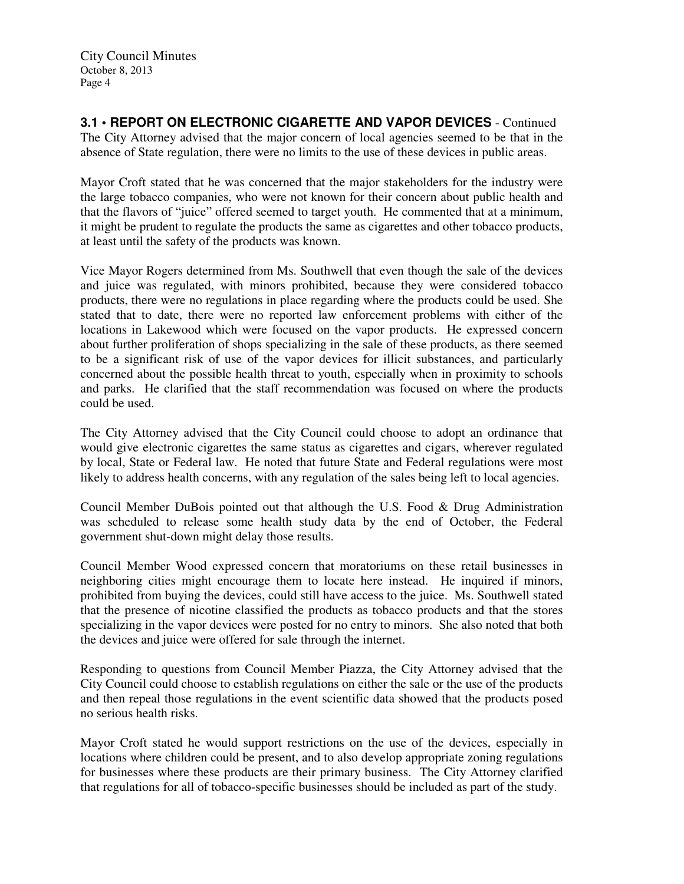**3.1 • REPORT ON ELECTRONIC CIGARETTE AND VAPOR DEVICES** - Continued

The City Attorney advised that the major concern of local agencies seemed to be that in the absence of State regulation, there were no limits to the use of these devices in public areas.

Mayor Croft stated that he was concerned that the major stakeholders for the industry were the large tobacco companies, who were not known for their concern about public health and that the flavors of "juice" offered seemed to target youth. He commented that at a minimum, it might be prudent to regulate the products the same as cigarettes and other tobacco products, at least until the safety of the products was known.

Vice Mayor Rogers determined from Ms. Southwell that even though the sale of the devices and juice was regulated, with minors prohibited, because they were considered tobacco products, there were no regulations in place regarding where the products could be used. She stated that to date, there were no reported law enforcement problems with either of the locations in Lakewood which were focused on the vapor products. He expressed concern about further proliferation of shops specializing in the sale of these products, as there seemed to be a significant risk of use of the vapor devices for illicit substances, and particularly concerned about the possible health threat to youth, especially when in proximity to schools and parks. He clarified that the staff recommendation was focused on where the products could be used.

The City Attorney advised that the City Council could choose to adopt an ordinance that would give electronic cigarettes the same status as cigarettes and cigars, wherever regulated by local, State or Federal law. He noted that future State and Federal regulations were most likely to address health concerns, with any regulation of the sales being left to local agencies.

Council Member DuBois pointed out that although the U.S. Food & Drug Administration was scheduled to release some health study data by the end of October, the Federal government shut-down might delay those results.

Council Member Wood expressed concern that moratoriums on these retail businesses in neighboring cities might encourage them to locate here instead. He inquired if minors, prohibited from buying the devices, could still have access to the juice. Ms. Southwell stated that the presence of nicotine classified the products as tobacco products and that the stores specializing in the vapor devices were posted for no entry to minors. She also noted that both the devices and juice were offered for sale through the internet.

Responding to questions from Council Member Piazza, the City Attorney advised that the City Council could choose to establish regulations on either the sale or the use of the products and then repeal those regulations in the event scientific data showed that the products posed no serious health risks.

Mayor Croft stated he would support restrictions on the use of the devices, especially in locations where children could be present, and to also develop appropriate zoning regulations for businesses where these products are their primary business. The City Attorney clarified that regulations for all of tobacco-specific businesses should be included as part of the study.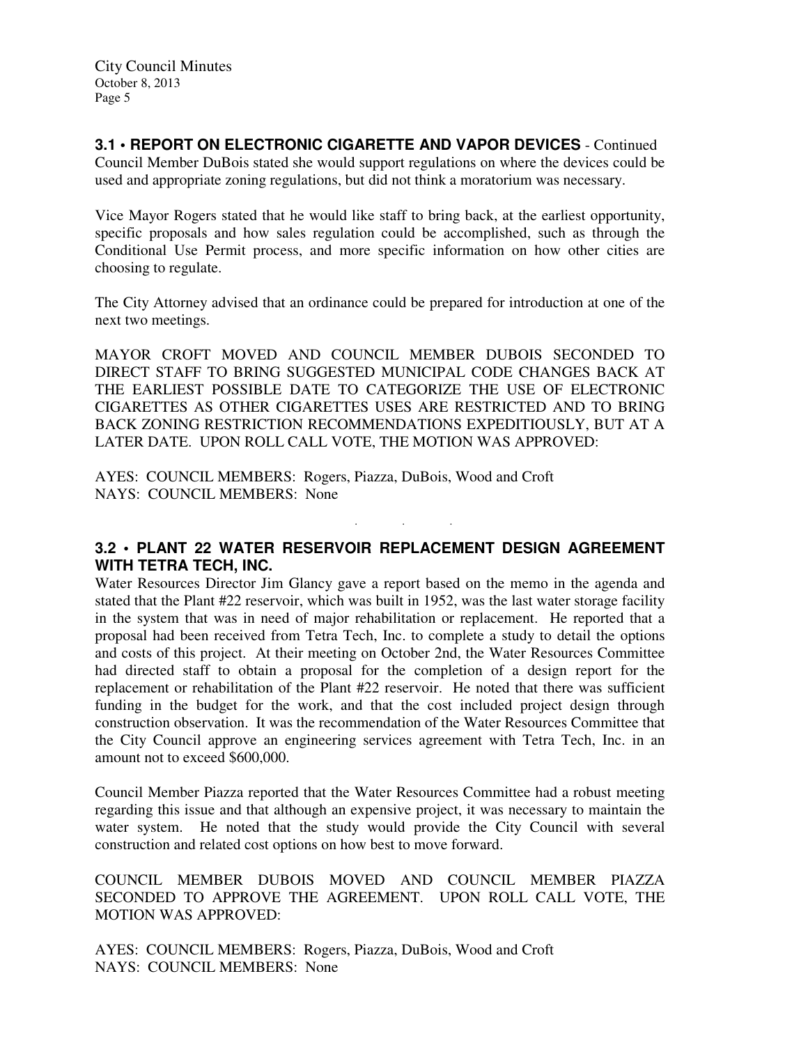### 3.1 • REPORT ON ELECTRONIC CIGARETTE AND VAPOR DEVICES - Continued

Council Member DuBois stated she would support regulations on where the devices could be used and appropriate zoning regulations, but did not think a moratorium was necessary.

Vice Mayor Rogers stated that he would like staff to bring back, at the earliest opportunity, specific proposals and how sales regulation could be accomplished, such as through the Conditional Use Permit process, and more specific information on how other cities are choosing to regulate.

The City Attorney advised that an ordinance could be prepared for introduction at one of the next two meetings.

MAYOR CROFT MOVED AND COUNCIL MEMBER DUBOIS SECONDED TO DIRECT STAFF TO BRING SUGGESTED MUNICIPAL CODE CHANGES BACK AT THE EARLIEST POSSIBLE DATE TO CATEGORIZE THE USE OF ELECTRONIC CIGARETTES AS OTHER CIGARETTES USES ARE RESTRICTED AND TO BRING BACK ZONING RESTRICTION RECOMMENDATIONS EXPEDITIOUSLY, BUT AT A LATER DATE. UPON ROLL CALL VOTE, THE MOTION WAS APPROVED:

AYES: COUNCIL MEMBERS: Rogers, Piazza, DuBois, Wood and Croft
NAYS: COUNCIL MEMBERS: None

. . .

### 3.2 • PLANT 22 WATER RESERVOIR REPLACEMENT DESIGN AGREEMENT WITH TETRA TECH, INC.

Water Resources Director Jim Glancy gave a report based on the memo in the agenda and stated that the Plant #22 reservoir, which was built in 1952, was the last water storage facility in the system that was in need of major rehabilitation or replacement. He reported that a proposal had been received from Tetra Tech, Inc. to complete a study to detail the options and costs of this project. At their meeting on October 2nd, the Water Resources Committee had directed staff to obtain a proposal for the completion of a design report for the replacement or rehabilitation of the Plant #22 reservoir. He noted that there was sufficient funding in the budget for the work, and that the cost included project design through construction observation. It was the recommendation of the Water Resources Committee that the City Council approve an engineering services agreement with Tetra Tech, Inc. in an amount not to exceed $600,000.

Council Member Piazza reported that the Water Resources Committee had a robust meeting regarding this issue and that although an expensive project, it was necessary to maintain the water system. He noted that the study would provide the City Council with several construction and related cost options on how best to move forward.

COUNCIL MEMBER DUBOIS MOVED AND COUNCIL MEMBER PIAZZA SECONDED TO APPROVE THE AGREEMENT. UPON ROLL CALL VOTE, THE MOTION WAS APPROVED:

AYES: COUNCIL MEMBERS: Rogers, Piazza, DuBois, Wood and Croft
NAYS: COUNCIL MEMBERS: None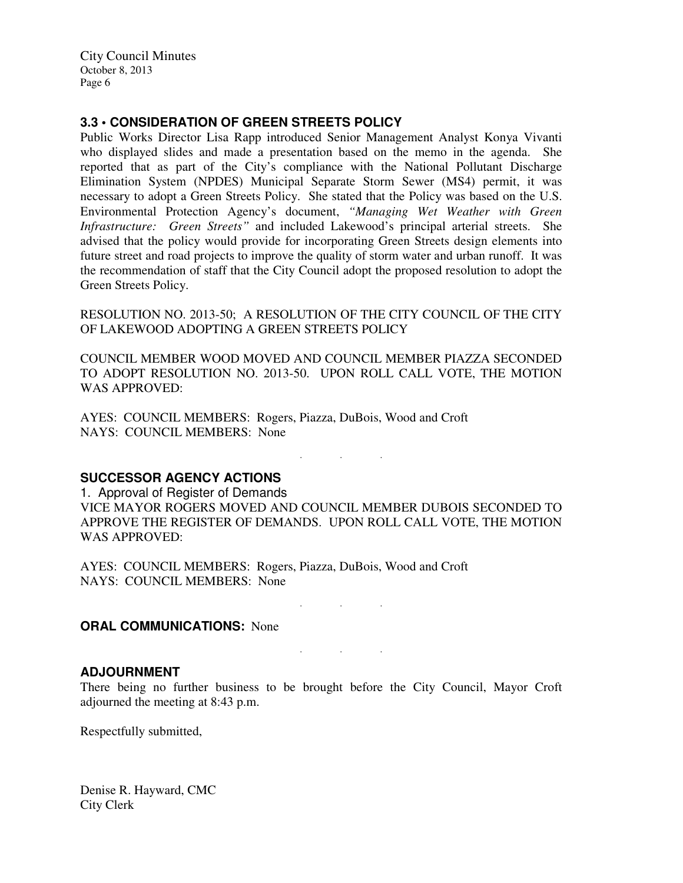### 3.3 • CONSIDERATION OF GREEN STREETS POLICY

Public Works Director Lisa Rapp introduced Senior Management Analyst Konya Vivanti who displayed slides and made a presentation based on the memo in the agenda. She reported that as part of the City's compliance with the National Pollutant Discharge Elimination System (NPDES) Municipal Separate Storm Sewer (MS4) permit, it was necessary to adopt a Green Streets Policy. She stated that the Policy was based on the U.S. Environmental Protection Agency's document, *"Managing Wet Weather with Green Infrastructure: Green Streets"* and included Lakewood's principal arterial streets. She advised that the policy would provide for incorporating Green Streets design elements into future street and road projects to improve the quality of storm water and urban runoff. It was the recommendation of staff that the City Council adopt the proposed resolution to adopt the Green Streets Policy.

RESOLUTION NO. 2013-50; A RESOLUTION OF THE CITY COUNCIL OF THE CITY OF LAKEWOOD ADOPTING A GREEN STREETS POLICY

COUNCIL MEMBER WOOD MOVED AND COUNCIL MEMBER PIAZZA SECONDED TO ADOPT RESOLUTION NO. 2013-50. UPON ROLL CALL VOTE, THE MOTION WAS APPROVED:

AYES: COUNCIL MEMBERS: Rogers, Piazza, DuBois, Wood and Croft
NAYS: COUNCIL MEMBERS: None

. . .

### SUCCESSOR AGENCY ACTIONS

1. Approval of Register of Demands

VICE MAYOR ROGERS MOVED AND COUNCIL MEMBER DUBOIS SECONDED TO APPROVE THE REGISTER OF DEMANDS. UPON ROLL CALL VOTE, THE MOTION WAS APPROVED:

AYES: COUNCIL MEMBERS: Rogers, Piazza, DuBois, Wood and Croft
NAYS: COUNCIL MEMBERS: None

. . .

### ORAL COMMUNICATIONS: None

. . .

### ADJOURNMENT

There being no further business to be brought before the City Council, Mayor Croft adjourned the meeting at 8:43 p.m.

Respectfully submitted,

Denise R. Hayward, CMC
City Clerk